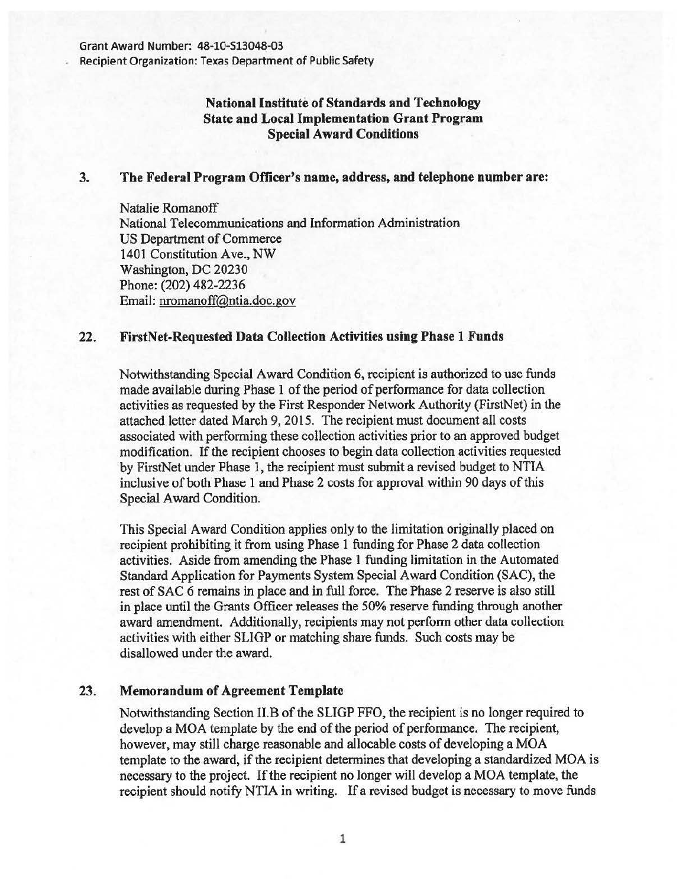Grant Award Number: 48-10-S13048-03
Recipient Organization: Texas Department of Public Safety

**National Institute of Standards and Technology**
**State and Local Implementation Grant Program**
**Special Award Conditions**

## 3. The Federal Program Officer's name, address, and telephone number are:

Natalie Romanoff
National Telecommunications and Information Administration
US Department of Commerce
1401 Constitution Ave., NW
Washington, DC 20230
Phone: (202) 482-2236
Email: nromanoff@ntia.doc.gov

## 22. FirstNet-Requested Data Collection Activities using Phase 1 Funds

Notwithstanding Special Award Condition 6, recipient is authorized to use funds made available during Phase 1 of the period of performance for data collection activities as requested by the First Responder Network Authority (FirstNet) in the attached letter dated March 9, 2015. The recipient must document all costs associated with performing these collection activities prior to an approved budget modification. If the recipient chooses to begin data collection activities requested by FirstNet under Phase 1, the recipient must submit a revised budget to NTIA inclusive of both Phase 1 and Phase 2 costs for approval within 90 days of this Special Award Condition.

This Special Award Condition applies only to the limitation originally placed on recipient prohibiting it from using Phase 1 funding for Phase 2 data collection activities. Aside from amending the Phase 1 funding limitation in the Automated Standard Application for Payments System Special Award Condition (SAC), the rest of SAC 6 remains in place and in full force. The Phase 2 reserve is also still in place until the Grants Officer releases the 50% reserve funding through another award amendment. Additionally, recipients may not perform other data collection activities with either SLIGP or matching share funds. Such costs may be disallowed under the award.

## 23. Memorandum of Agreement Template

Notwithstanding Section II.B of the SLIGP FFO, the recipient is no longer required to develop a MOA template by the end of the period of performance. The recipient, however, may still charge reasonable and allocable costs of developing a MOA template to the award, if the recipient determines that developing a standardized MOA is necessary to the project. If the recipient no longer will develop a MOA template, the recipient should notify NTIA in writing. If a revised budget is necessary to move funds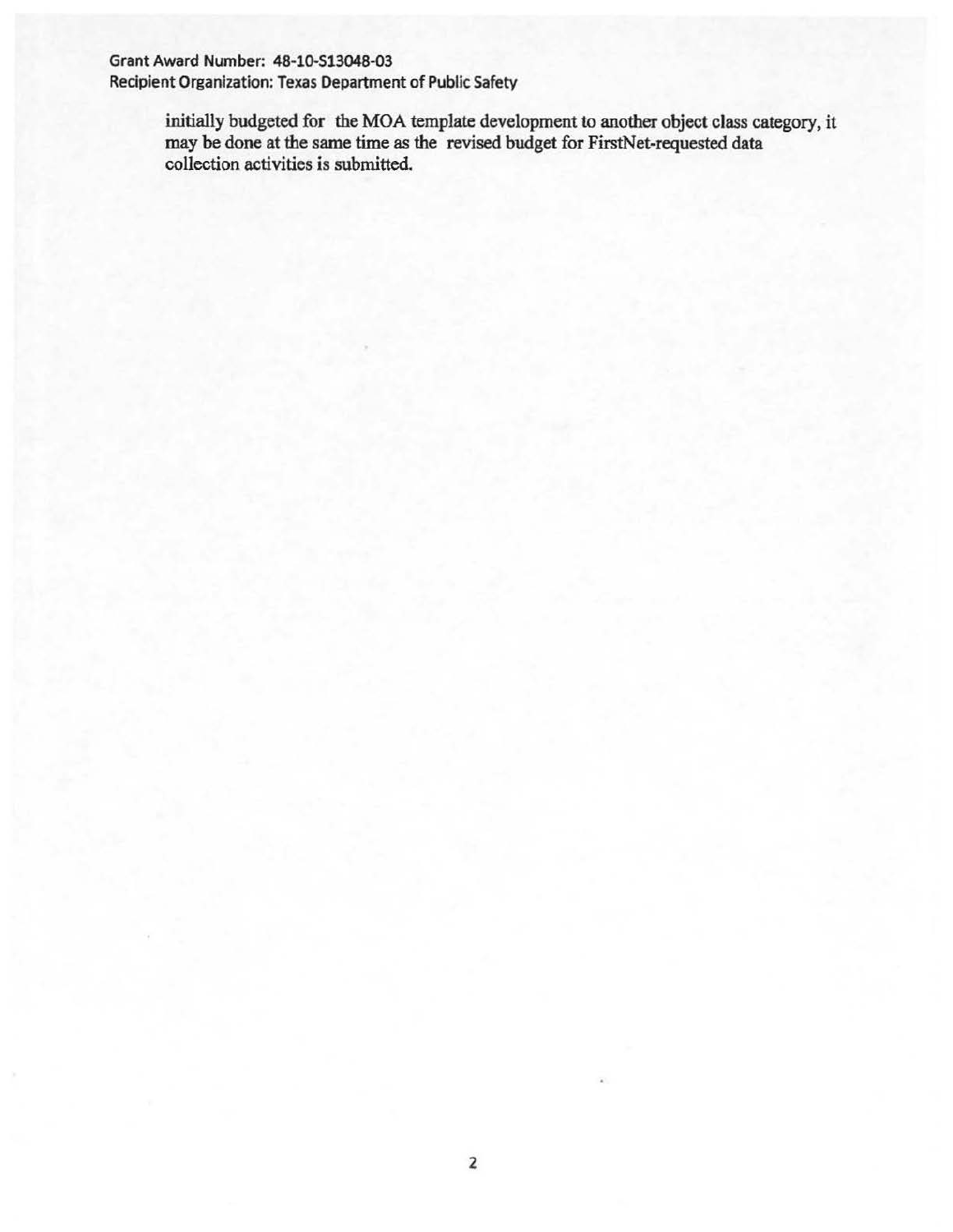initially budgeted for the MOA template development to another object class category, it may be done at the same time as the revised budget for FirstNet-requested data collection activities is submitted.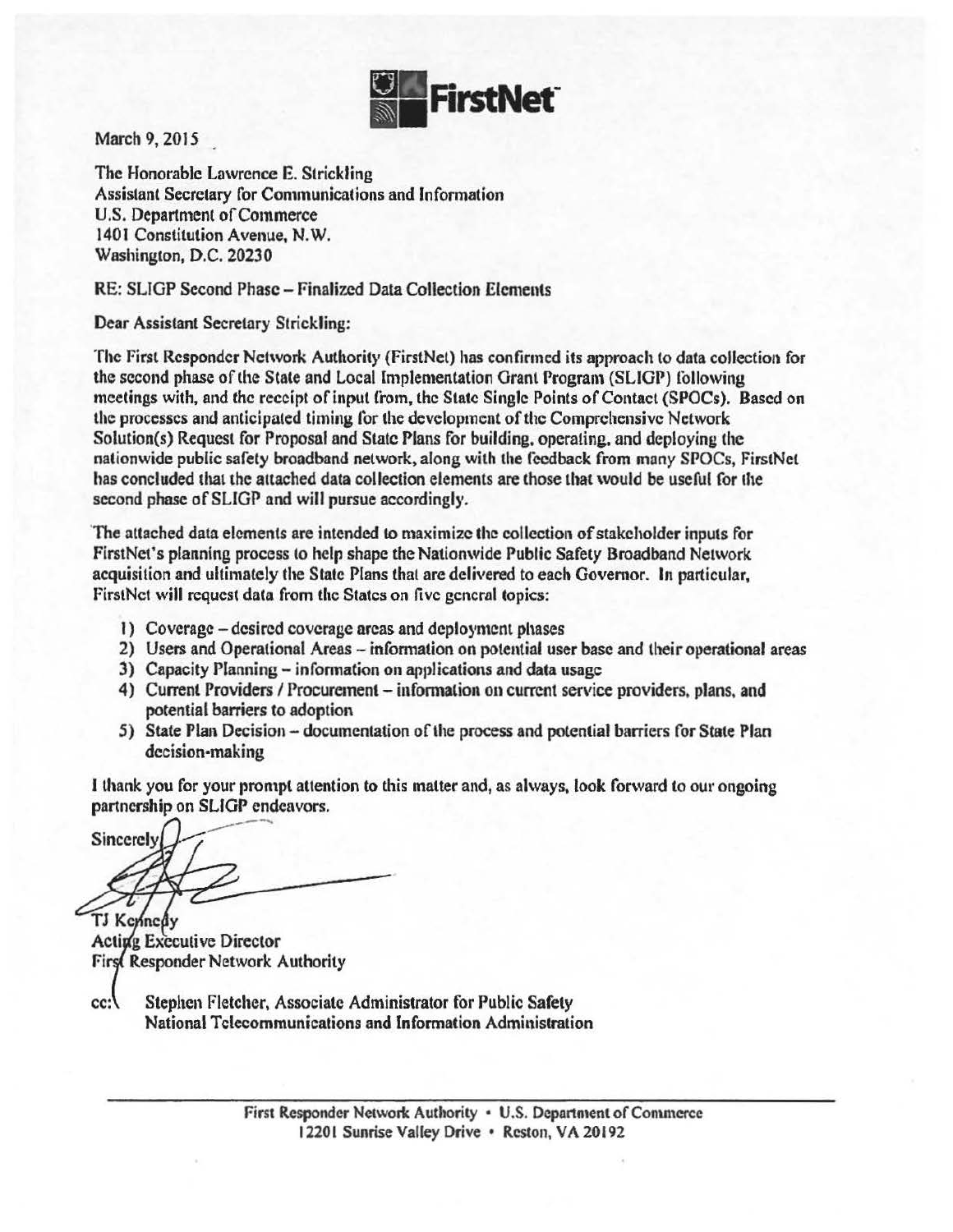FirstNet

March 9, 2015

The Honorable Lawrence E. Strickling
Assistant Secretary for Communications and Information
U.S. Department of Commerce
1401 Constitution Avenue, N.W.
Washington, D.C. 20230

RE: SLIGP Second Phase – Finalized Data Collection Elements

Dear Assistant Secretary Strickling:

The First Responder Network Authority (FirstNet) has confirmed its approach to data collection for the second phase of the State and Local Implementation Grant Program (SLIGP) following meetings with, and the receipt of input from, the State Single Points of Contact (SPOCs). Based on the processes and anticipated timing for the development of the Comprehensive Network Solution(s) Request for Proposal and State Plans for building, operating, and deploying the nationwide public safety broadband network, along with the feedback from many SPOCs, FirstNet has concluded that the attached data collection elements are those that would be useful for the second phase of SLIGP and will pursue accordingly.

The attached data elements are intended to maximize the collection of stakeholder inputs for FirstNet's planning process to help shape the Nationwide Public Safety Broadband Network acquisition and ultimately the State Plans that are delivered to each Governor. In particular, FirstNet will request data from the States on five general topics:

1) Coverage – desired coverage areas and deployment phases
2) Users and Operational Areas – information on potential user base and their operational areas
3) Capacity Planning – information on applications and data usage
4) Current Providers / Procurement – information on current service providers, plans, and potential barriers to adoption
5) State Plan Decision – documentation of the process and potential barriers for State Plan decision-making

I thank you for your prompt attention to this matter and, as always, look forward to our ongoing partnership on SLIGP endeavors.

Sincerely,

TJ Kennedy
Acting Executive Director
First Responder Network Authority

cc: Stephen Fletcher, Associate Administrator for Public Safety
National Telecommunications and Information Administration

First Responder Network Authority • U.S. Department of Commerce
12201 Sunrise Valley Drive • Reston, VA 20192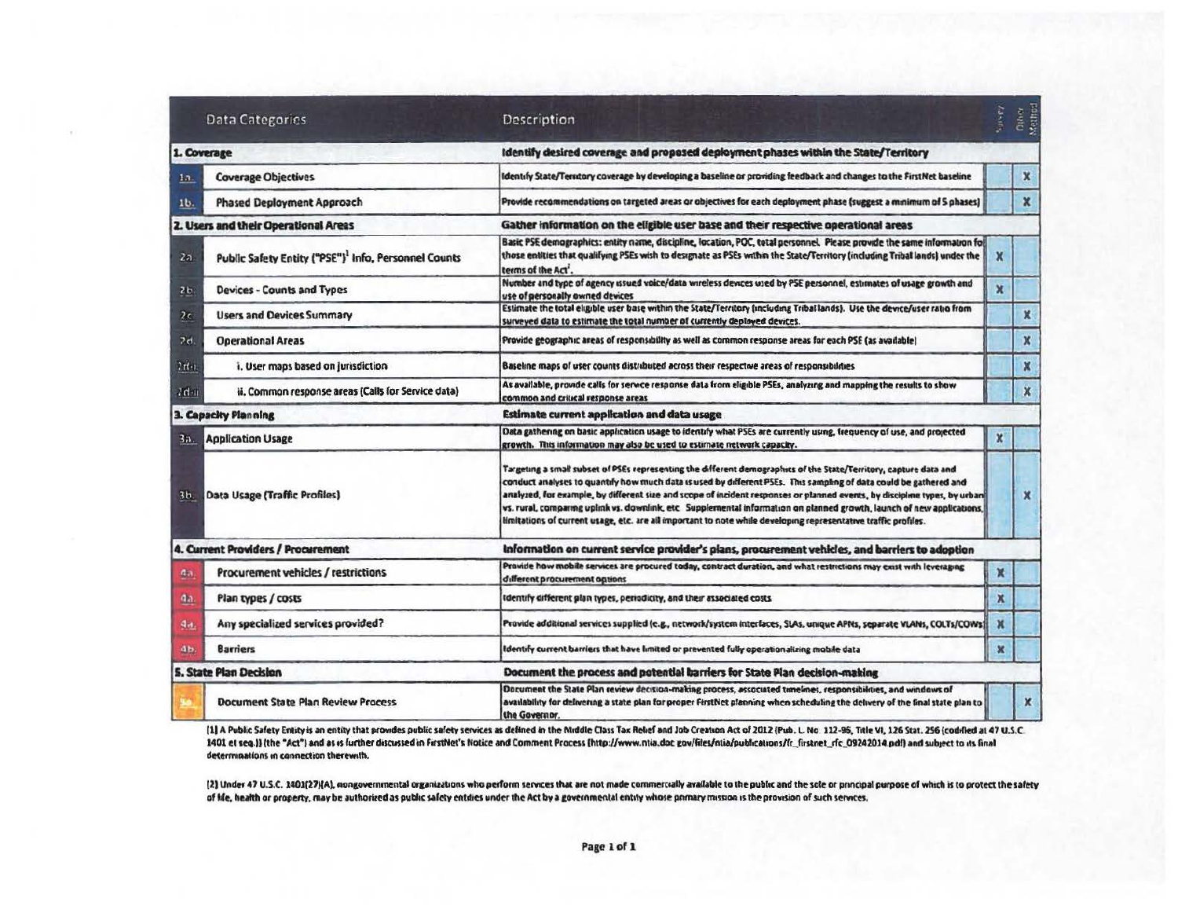| | Data Categories | Description | Survey | Other Method |
|---|---|---|---|---|
| **1. Coverage** | | **Identify desired coverage and proposed deployment phases within the State/Territory** | | |
| 1a. | Coverage Objectives | Identify State/Territory coverage by developing a baseline or providing feedback and changes to the FirstNet baseline | | X |
| 1b. | Phased Deployment Approach | Provide recommendations on targeted areas or objectives for each deployment phase (suggest a minimum of 5 phases) | | X |
| **2. Users and their Operational Areas** | | **Gather information on the eligible user base and their respective operational areas** | | |
| 2a. | Public Safety Entity ("PSE")[1] Info, Personnel Counts | Basic PSE demographics: entity name, discipline, location, POC, total personnel. Please provide the same information for those entities that qualifying PSEs wish to designate as PSEs within the State/Territory (including Tribal lands) under the terms of the Act[2]. | X | |
| 2b. | Devices - Counts and Types | Number and type of agency issued voice/data wireless devices used by PSE personnel, estimates of usage growth and use of personally owned devices | X | |
| 2c. | Users and Devices Summary | Estimate the total eligible user base within the State/Territory (including Tribal lands). Use the device/user ratio from surveyed data to estimate the total number of currently deployed devices. | | X |
| 2d. | Operational Areas | Provide geographic areas of responsibility as well as common response areas for each PSE (as available) | | X |
| 2d-i. | i. User maps based on jurisdiction | Baseline maps of user counts distributed across their respective areas of responsibilities | | X |
| 2d-ii. | ii. Common response areas (Calls for Service data) | As available, provide calls for service response data from eligible PSEs, analyzing and mapping the results to show common and critical response areas | | X |
| **3. Capacity Planning** | | **Estimate current application and data usage** | | |
| 3a. | Application Usage | Data gathering on basic application usage to identify what PSEs are currently using, frequency of use, and projected growth. This information may also be used to estimate network capacity. | X | |
| 3b. | Data Usage (Traffic Profiles) | Targeting a small subset of PSEs representing the different demographics of the State/Territory, capture data and conduct analyses to quantify how much data is used by different PSEs. This sampling of data could be gathered and analyzed, for example, by different size and scope of incident responses or planned events, by discipline types, by urban vs. rural, comparing uplink vs. downlink, etc. Supplemental information on planned growth, launch of new applications, limitations of current usage, etc. are all important to note while developing representative traffic profiles. | | X |
| **4. Current Providers / Procurement** | | **Information on current service provider's plans, procurement vehicles, and barriers to adoption** | | |
| 4a. | Procurement vehicles / restrictions | Provide how mobile services are procured today, contract duration, and what restrictions may exist with leveraging different procurement options | X | |
| 4a. | Plan types / costs | Identify different plan types, periodicity, and their associated costs | X | |
| 4a. | Any specialized services provided? | Provide additional services supplied (e.g., network/system interfaces, SLAs, unique APNs, separate VLANs, COLTs/COWs) | X | |
| 4b. | Barriers | Identify current barriers that have limited or prevented fully operationalizing mobile data | X | |
| **5. State Plan Decision** | | **Document the process and potential barriers for State Plan decision-making** | | |
| 5a. | Document State Plan Review Process | Document the State Plan review decision-making process, associated timelines, responsibilities, and windows of availability for delivering a state plan for proper FirstNet planning when scheduling the delivery of the final state plan to the Governor. | | X |

[1] A Public Safety Entity is an entity that provides public safety services as defined in the Middle Class Tax Relief and Job Creation Act of 2012 (Pub. L. No. 112-96, Title VI, 126 Stat. 256 (codified at 47 U.S.C. 1401 et seq.)) (the "Act") and as is further discussed in FirstNet's Notice and Comment Process (http://www.ntia.doc.gov/files/ntia/publications/fr_firstnet_rfc_09242014.pdf) and subject to its final determinations in connection therewith.

[2] Under 47 U.S.C. 1401(27)(A), nongovernmental organizations who perform services that are not made commercially available to the public and the sole or principal purpose of which is to protect the safety of life, health or property, may be authorized as public safety entities under the Act by a governmental entity whose primary mission is the provision of such services.